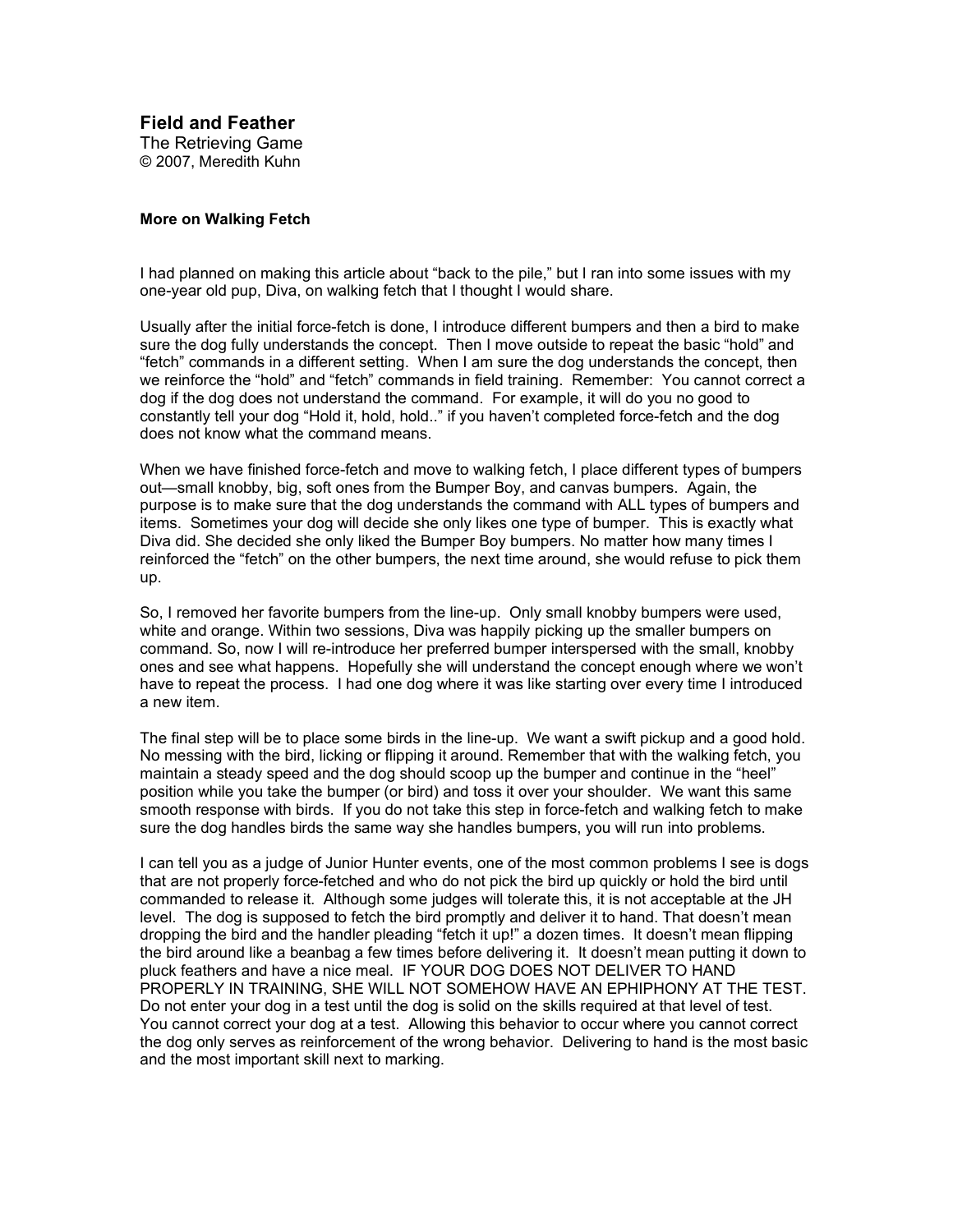# Field and Feather

The Retrieving Game
© 2007, Meredith Kuhn

### More on Walking Fetch

I had planned on making this article about "back to the pile," but I ran into some issues with my one-year old pup, Diva, on walking fetch that I thought I would share.

Usually after the initial force-fetch is done, I introduce different bumpers and then a bird to make sure the dog fully understands the concept. Then I move outside to repeat the basic "hold" and "fetch" commands in a different setting. When I am sure the dog understands the concept, then we reinforce the "hold" and "fetch" commands in field training. Remember: You cannot correct a dog if the dog does not understand the command. For example, it will do you no good to constantly tell your dog "Hold it, hold, hold.." if you haven't completed force-fetch and the dog does not know what the command means.

When we have finished force-fetch and move to walking fetch, I place different types of bumpers out—small knobby, big, soft ones from the Bumper Boy, and canvas bumpers. Again, the purpose is to make sure that the dog understands the command with ALL types of bumpers and items. Sometimes your dog will decide she only likes one type of bumper. This is exactly what Diva did. She decided she only liked the Bumper Boy bumpers. No matter how many times I reinforced the "fetch" on the other bumpers, the next time around, she would refuse to pick them up.

So, I removed her favorite bumpers from the line-up. Only small knobby bumpers were used, white and orange. Within two sessions, Diva was happily picking up the smaller bumpers on command. So, now I will re-introduce her preferred bumper interspersed with the small, knobby ones and see what happens. Hopefully she will understand the concept enough where we won't have to repeat the process. I had one dog where it was like starting over every time I introduced a new item.

The final step will be to place some birds in the line-up. We want a swift pickup and a good hold. No messing with the bird, licking or flipping it around. Remember that with the walking fetch, you maintain a steady speed and the dog should scoop up the bumper and continue in the "heel" position while you take the bumper (or bird) and toss it over your shoulder. We want this same smooth response with birds. If you do not take this step in force-fetch and walking fetch to make sure the dog handles birds the same way she handles bumpers, you will run into problems.

I can tell you as a judge of Junior Hunter events, one of the most common problems I see is dogs that are not properly force-fetched and who do not pick the bird up quickly or hold the bird until commanded to release it. Although some judges will tolerate this, it is not acceptable at the JH level. The dog is supposed to fetch the bird promptly and deliver it to hand. That doesn't mean dropping the bird and the handler pleading "fetch it up!" a dozen times. It doesn't mean flipping the bird around like a beanbag a few times before delivering it. It doesn't mean putting it down to pluck feathers and have a nice meal. IF YOUR DOG DOES NOT DELIVER TO HAND PROPERLY IN TRAINING, SHE WILL NOT SOMEHOW HAVE AN EPHIPHONY AT THE TEST. Do not enter your dog in a test until the dog is solid on the skills required at that level of test. You cannot correct your dog at a test. Allowing this behavior to occur where you cannot correct the dog only serves as reinforcement of the wrong behavior. Delivering to hand is the most basic and the most important skill next to marking.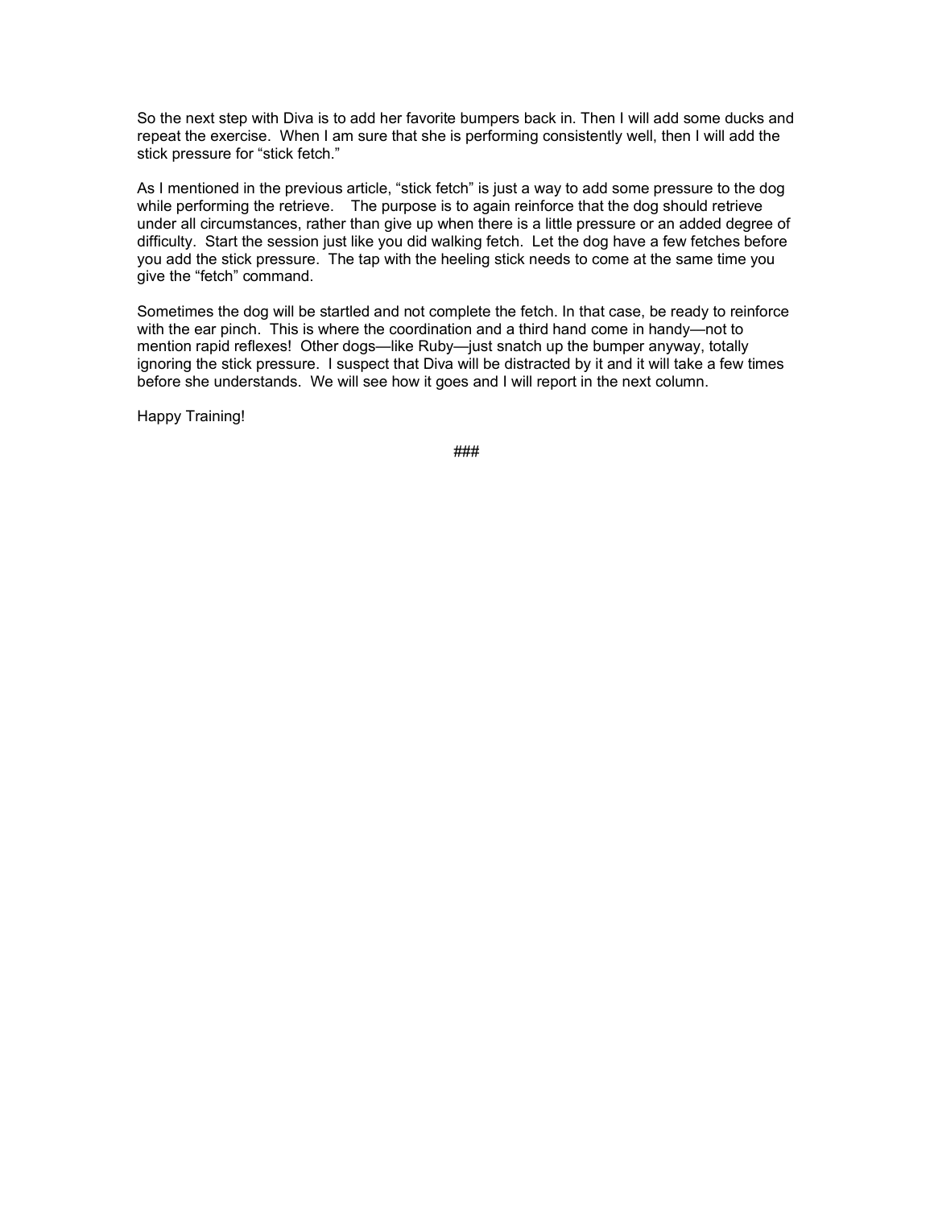So the next step with Diva is to add her favorite bumpers back in. Then I will add some ducks and repeat the exercise. When I am sure that she is performing consistently well, then I will add the stick pressure for "stick fetch."

As I mentioned in the previous article, "stick fetch" is just a way to add some pressure to the dog while performing the retrieve. The purpose is to again reinforce that the dog should retrieve under all circumstances, rather than give up when there is a little pressure or an added degree of difficulty. Start the session just like you did walking fetch. Let the dog have a few fetches before you add the stick pressure. The tap with the heeling stick needs to come at the same time you give the "fetch" command.

Sometimes the dog will be startled and not complete the fetch. In that case, be ready to reinforce with the ear pinch. This is where the coordination and a third hand come in handy—not to mention rapid reflexes! Other dogs—like Ruby—just snatch up the bumper anyway, totally ignoring the stick pressure. I suspect that Diva will be distracted by it and it will take a few times before she understands. We will see how it goes and I will report in the next column.

Happy Training!

###